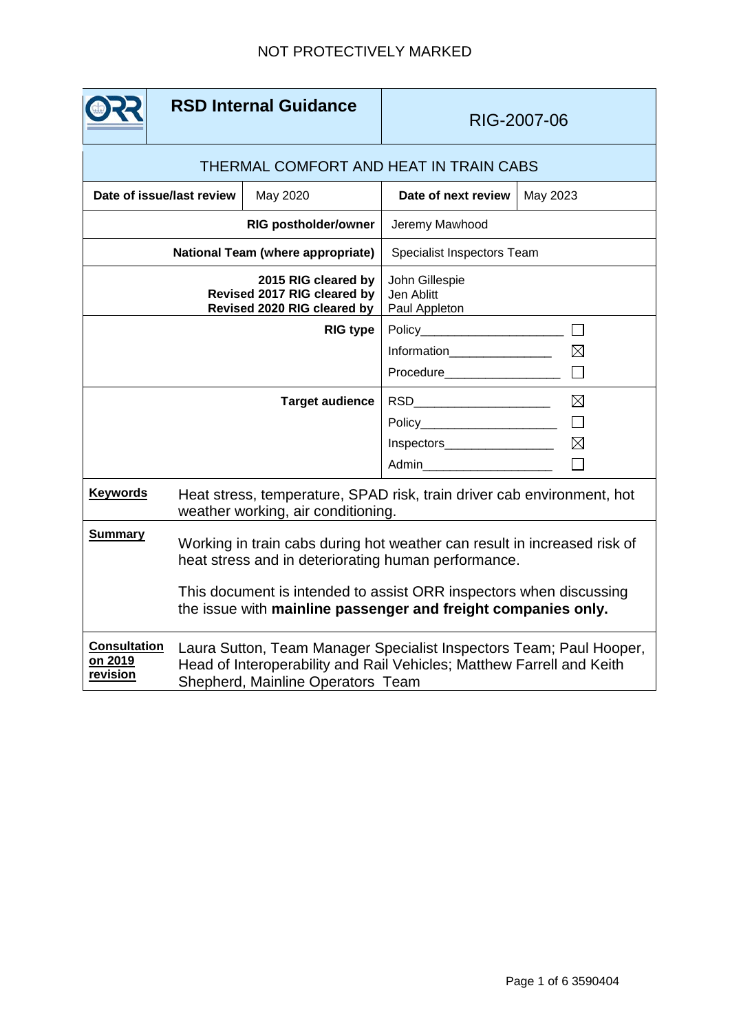NOT PROTECTIVELY MARKED

| RSD Internal Guidance | | RIG-2007-06 | |
|---|---|---|---|
| **THERMAL COMFORT AND HEAT IN TRAIN CABS** | | | |
| **Date of issue/last review** | May 2020 | **Date of next review** | May 2023 |
| **RIG postholder/owner** | | Jeremy Mawhood | |
| **National Team (where appropriate)** | | Specialist Inspectors Team | |
| **2015 RIG cleared by**<br>**Revised 2017 RIG cleared by**<br>**Revised 2020 RIG cleared by** | | John Gillespie<br>Jen Ablitt<br>Paul Appleton | |
| **RIG type** | | Policy ☐<br>Information ☒<br>Procedure ☐ | |
| **Target audience** | | RSD ☒<br>Policy ☐<br>Inspectors ☒<br>Admin ☐ | |

**Keywords**

Heat stress, temperature, SPAD risk, train driver cab environment, hot weather working, air conditioning.

**Summary**

Working in train cabs during hot weather can result in increased risk of heat stress and in deteriorating human performance.

This document is intended to assist ORR inspectors when discussing the issue with **mainline passenger and freight companies only.**

**Consultation on 2019 revision**

Laura Sutton, Team Manager Specialist Inspectors Team; Paul Hooper, Head of Interoperability and Rail Vehicles; Matthew Farrell and Keith Shepherd, Mainline Operators Team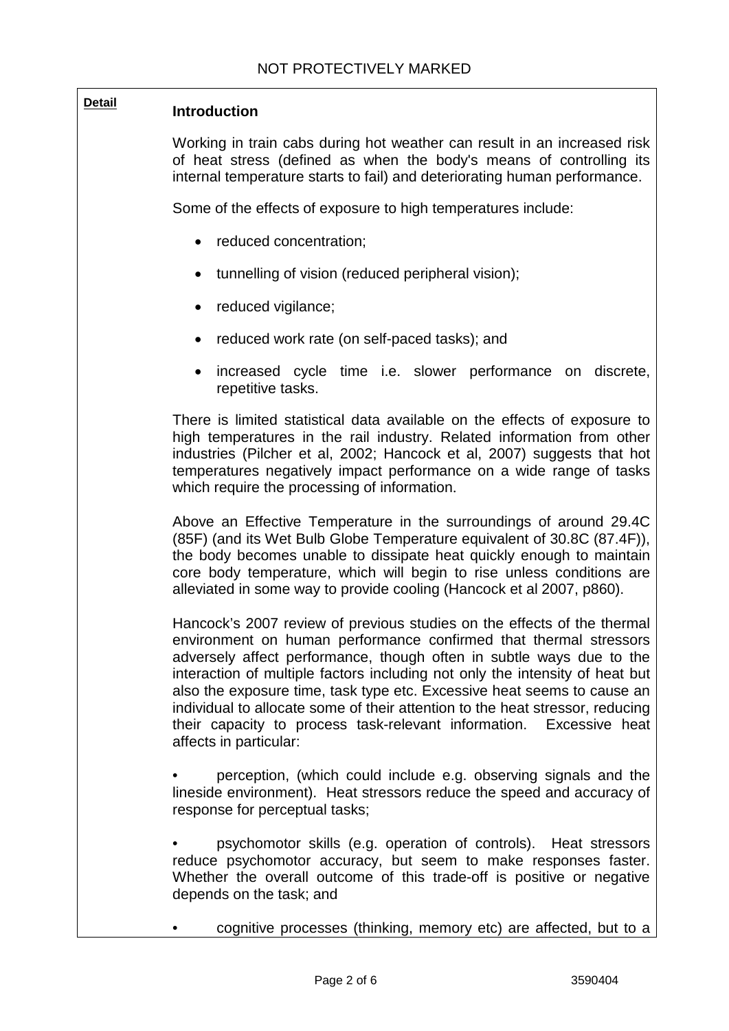**Detail**

## Introduction

Working in train cabs during hot weather can result in an increased risk of heat stress (defined as when the body's means of controlling its internal temperature starts to fail) and deteriorating human performance.

Some of the effects of exposure to high temperatures include:

- reduced concentration;
- tunnelling of vision (reduced peripheral vision);
- reduced vigilance;
- reduced work rate (on self-paced tasks); and
- increased cycle time i.e. slower performance on discrete, repetitive tasks.

There is limited statistical data available on the effects of exposure to high temperatures in the rail industry. Related information from other industries (Pilcher et al, 2002; Hancock et al, 2007) suggests that hot temperatures negatively impact performance on a wide range of tasks which require the processing of information.

Above an Effective Temperature in the surroundings of around 29.4C (85F) (and its Wet Bulb Globe Temperature equivalent of 30.8C (87.4F)), the body becomes unable to dissipate heat quickly enough to maintain core body temperature, which will begin to rise unless conditions are alleviated in some way to provide cooling (Hancock et al 2007, p860).

Hancock's 2007 review of previous studies on the effects of the thermal environment on human performance confirmed that thermal stressors adversely affect performance, though often in subtle ways due to the interaction of multiple factors including not only the intensity of heat but also the exposure time, task type etc. Excessive heat seems to cause an individual to allocate some of their attention to the heat stressor, reducing their capacity to process task-relevant information. Excessive heat affects in particular:

- perception, (which could include e.g. observing signals and the lineside environment). Heat stressors reduce the speed and accuracy of response for perceptual tasks;
- psychomotor skills (e.g. operation of controls). Heat stressors reduce psychomotor accuracy, but seem to make responses faster. Whether the overall outcome of this trade-off is positive or negative depends on the task; and
- cognitive processes (thinking, memory etc) are affected, but to a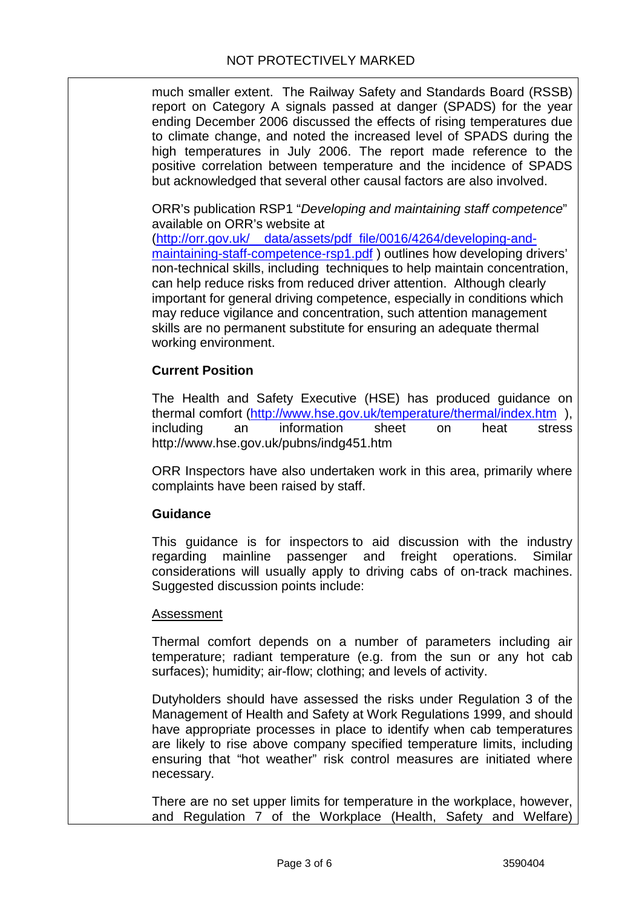much smaller extent. The Railway Safety and Standards Board (RSSB) report on Category A signals passed at danger (SPADS) for the year ending December 2006 discussed the effects of rising temperatures due to climate change, and noted the increased level of SPADS during the high temperatures in July 2006. The report made reference to the positive correlation between temperature and the incidence of SPADS but acknowledged that several other causal factors are also involved.

ORR's publication RSP1 "*Developing and maintaining staff competence*" available on ORR's website at (http://orr.gov.uk/__data/assets/pdf_file/0016/4264/developing-and-maintaining-staff-competence-rsp1.pdf ) outlines how developing drivers' non-technical skills, including techniques to help maintain concentration, can help reduce risks from reduced driver attention. Although clearly important for general driving competence, especially in conditions which may reduce vigilance and concentration, such attention management skills are no permanent substitute for ensuring an adequate thermal working environment.

**Current Position**

The Health and Safety Executive (HSE) has produced guidance on thermal comfort (http://www.hse.gov.uk/temperature/thermal/index.htm ), including an information sheet on heat stress http://www.hse.gov.uk/pubns/indg451.htm

ORR Inspectors have also undertaken work in this area, primarily where complaints have been raised by staff.

**Guidance**

This guidance is for inspectors to aid discussion with the industry regarding mainline passenger and freight operations. Similar considerations will usually apply to driving cabs of on-track machines. Suggested discussion points include:

Assessment

Thermal comfort depends on a number of parameters including air temperature; radiant temperature (e.g. from the sun or any hot cab surfaces); humidity; air-flow; clothing; and levels of activity.

Dutyholders should have assessed the risks under Regulation 3 of the Management of Health and Safety at Work Regulations 1999, and should have appropriate processes in place to identify when cab temperatures are likely to rise above company specified temperature limits, including ensuring that "hot weather" risk control measures are initiated where necessary.

There are no set upper limits for temperature in the workplace, however, and Regulation 7 of the Workplace (Health, Safety and Welfare)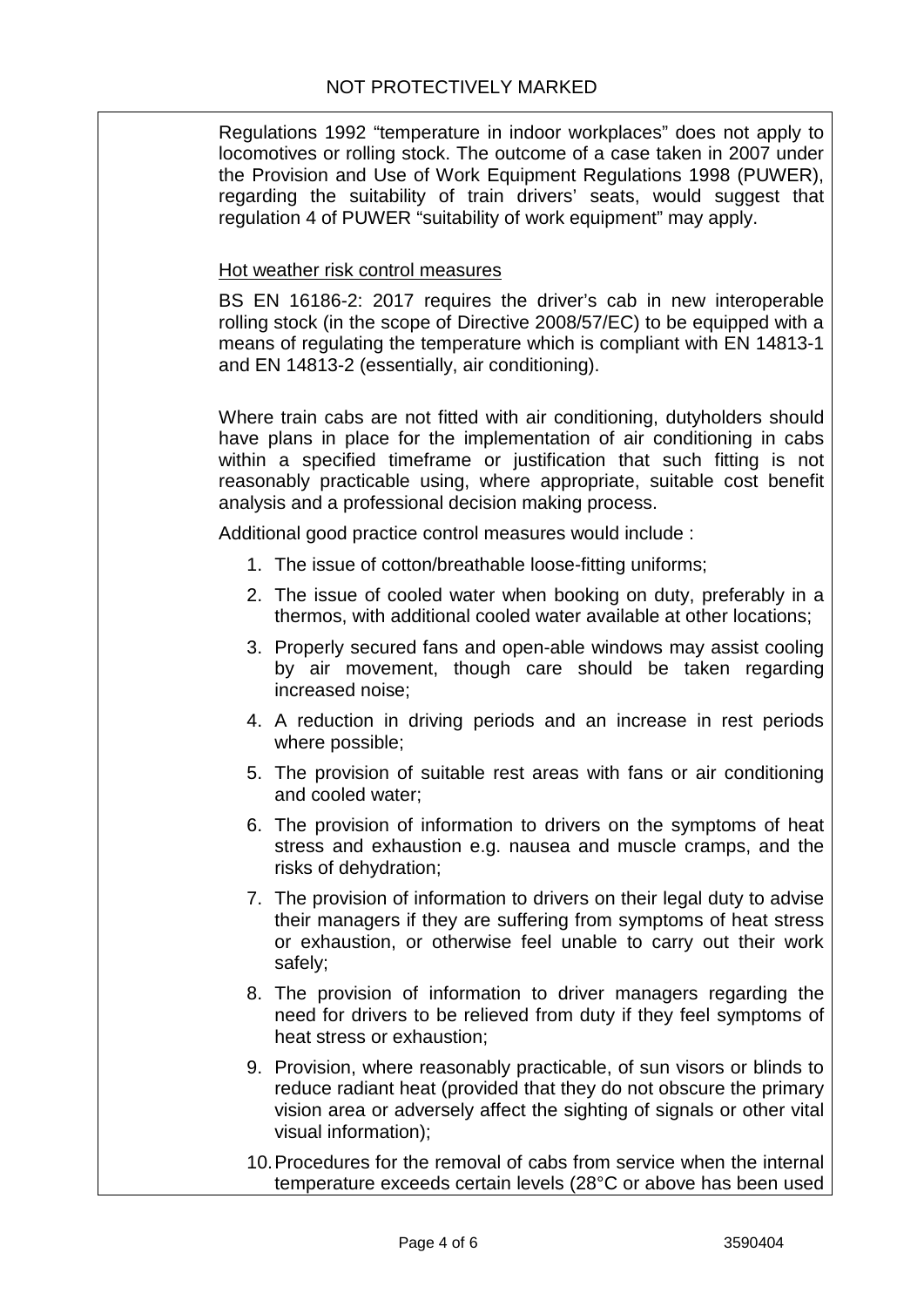Regulations 1992 “temperature in indoor workplaces” does not apply to locomotives or rolling stock. The outcome of a case taken in 2007 under the Provision and Use of Work Equipment Regulations 1998 (PUWER), regarding the suitability of train drivers’ seats, would suggest that regulation 4 of PUWER “suitability of work equipment” may apply.

Hot weather risk control measures

BS EN 16186-2: 2017 requires the driver’s cab in new interoperable rolling stock (in the scope of Directive 2008/57/EC) to be equipped with a means of regulating the temperature which is compliant with EN 14813-1 and EN 14813-2 (essentially, air conditioning).

Where train cabs are not fitted with air conditioning, dutyholders should have plans in place for the implementation of air conditioning in cabs within a specified timeframe or justification that such fitting is not reasonably practicable using, where appropriate, suitable cost benefit analysis and a professional decision making process.

Additional good practice control measures would include :

1. The issue of cotton/breathable loose-fitting uniforms;
2. The issue of cooled water when booking on duty, preferably in a thermos, with additional cooled water available at other locations;
3. Properly secured fans and open-able windows may assist cooling by air movement, though care should be taken regarding increased noise;
4. A reduction in driving periods and an increase in rest periods where possible;
5. The provision of suitable rest areas with fans or air conditioning and cooled water;
6. The provision of information to drivers on the symptoms of heat stress and exhaustion e.g. nausea and muscle cramps, and the risks of dehydration;
7. The provision of information to drivers on their legal duty to advise their managers if they are suffering from symptoms of heat stress or exhaustion, or otherwise feel unable to carry out their work safely;
8. The provision of information to driver managers regarding the need for drivers to be relieved from duty if they feel symptoms of heat stress or exhaustion;
9. Provision, where reasonably practicable, of sun visors or blinds to reduce radiant heat (provided that they do not obscure the primary vision area or adversely affect the sighting of signals or other vital visual information);
10. Procedures for the removal of cabs from service when the internal temperature exceeds certain levels (28°C or above has been used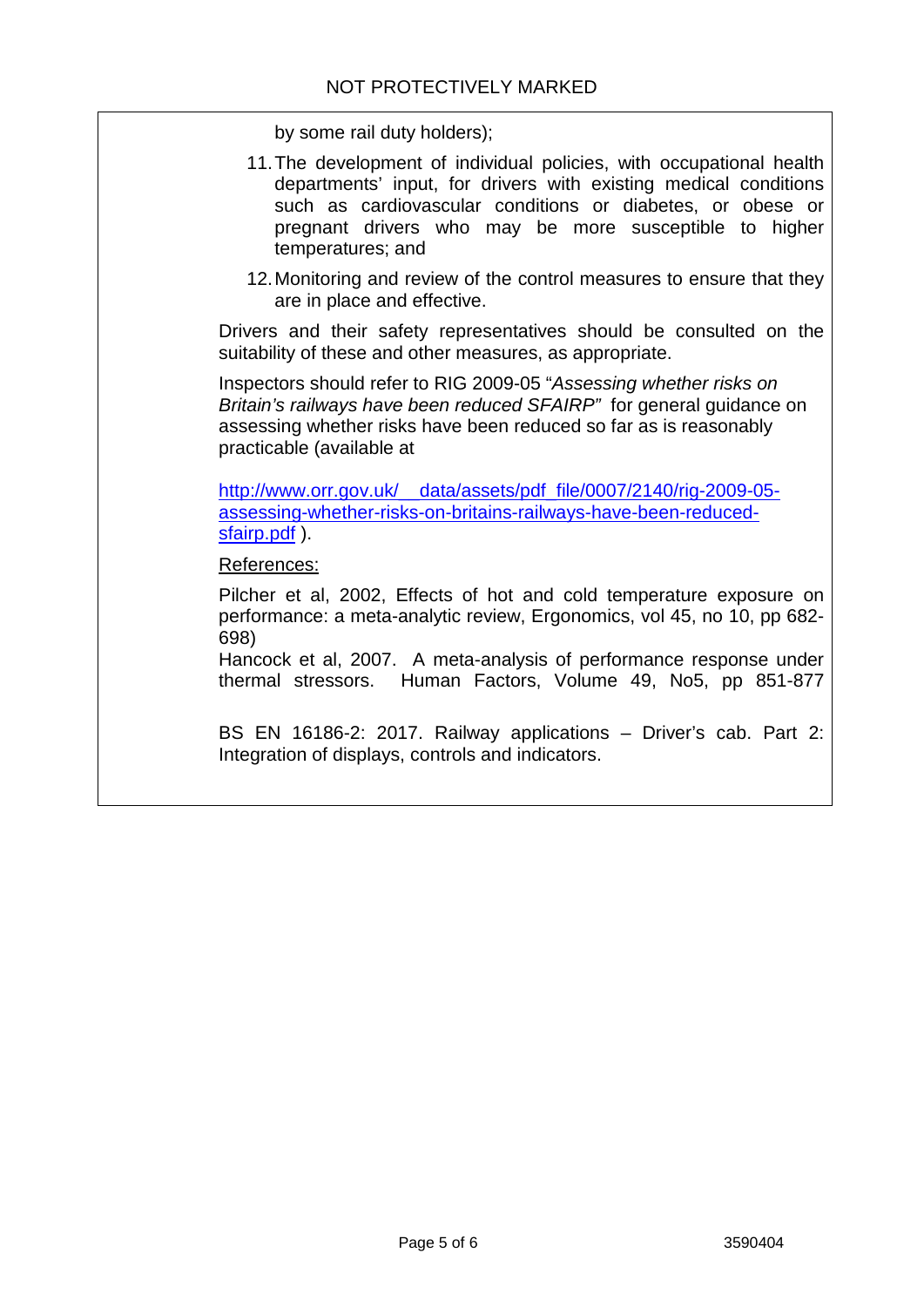by some rail duty holders);

11. The development of individual policies, with occupational health departments' input, for drivers with existing medical conditions such as cardiovascular conditions or diabetes, or obese or pregnant drivers who may be more susceptible to higher temperatures; and

12. Monitoring and review of the control measures to ensure that they are in place and effective.

Drivers and their safety representatives should be consulted on the suitability of these and other measures, as appropriate.

Inspectors should refer to RIG 2009-05 "*Assessing whether risks on Britain's railways have been reduced SFAIRP"* for general guidance on assessing whether risks have been reduced so far as is reasonably practicable (available at

[http://www.orr.gov.uk/__data/assets/pdf_file/0007/2140/rig-2009-05-assessing-whether-risks-on-britains-railways-have-been-reduced-sfairp.pdf](http://www.orr.gov.uk/__data/assets/pdf_file/0007/2140/rig-2009-05-assessing-whether-risks-on-britains-railways-have-been-reduced-sfairp.pdf) ).

References:

Pilcher et al, 2002, Effects of hot and cold temperature exposure on performance: a meta-analytic review, Ergonomics, vol 45, no 10, pp 682-698)
Hancock et al, 2007. A meta-analysis of performance response under thermal stressors. Human Factors, Volume 49, No5, pp 851-877

BS EN 16186-2: 2017. Railway applications – Driver's cab. Part 2: Integration of displays, controls and indicators.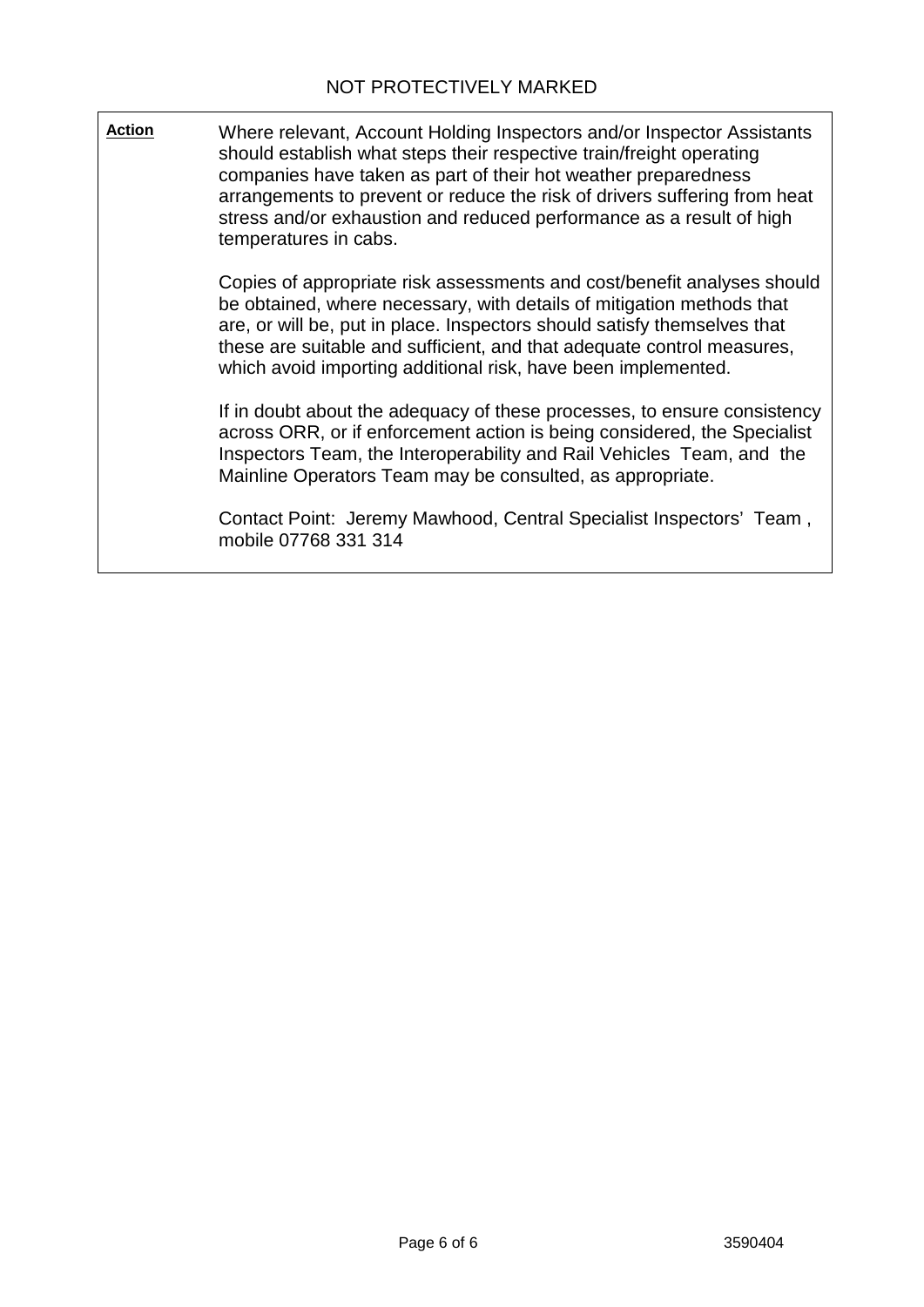| | |
|---|---|
| **Action** | Where relevant, Account Holding Inspectors and/or Inspector Assistants should establish what steps their respective train/freight operating companies have taken as part of their hot weather preparedness arrangements to prevent or reduce the risk of drivers suffering from heat stress and/or exhaustion and reduced performance as a result of high temperatures in cabs.<br><br>Copies of appropriate risk assessments and cost/benefit analyses should be obtained, where necessary, with details of mitigation methods that are, or will be, put in place. Inspectors should satisfy themselves that these are suitable and sufficient, and that adequate control measures, which avoid importing additional risk, have been implemented.<br><br>If in doubt about the adequacy of these processes, to ensure consistency across ORR, or if enforcement action is being considered, the Specialist Inspectors Team, the Interoperability and Rail Vehicles Team, and the Mainline Operators Team may be consulted, as appropriate.<br><br>Contact Point: Jeremy Mawhood, Central Specialist Inspectors' Team , mobile 07768 331 314 |